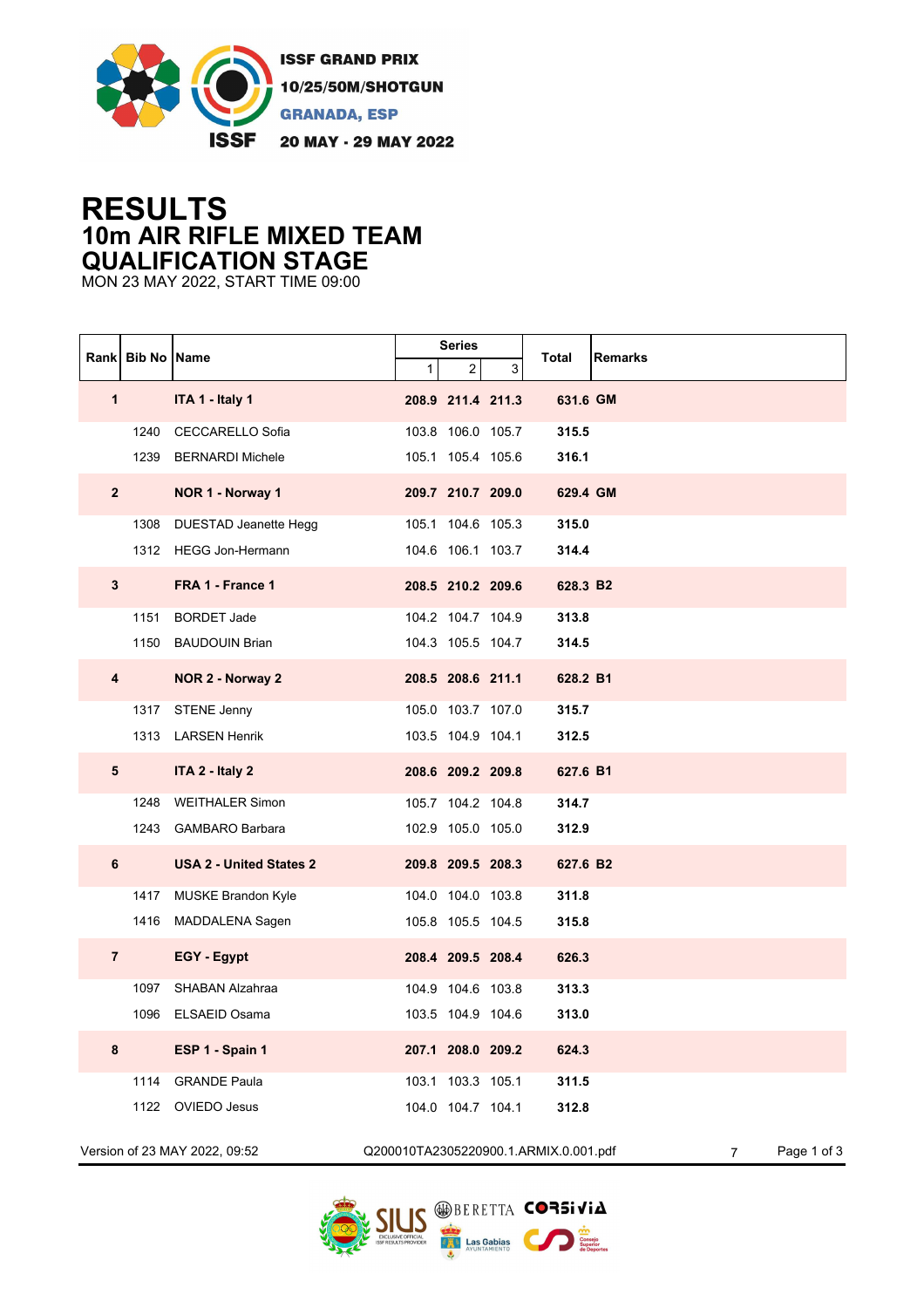ISSF GRAND PRIX
10/25/50M/SHOTGUN
GRANADA, ESP
20 MAY - 29 MAY 2022

# RESULTS
## 10m AIR RIFLE MIXED TEAM
## QUALIFICATION STAGE
MON 23 MAY 2022, START TIME 09:00

| Rank | Bib No | Name | Series 1 | Series 2 | Series 3 | Total | Remarks |
|---|---|---|---|---|---|---|---|
| **1** | | **ITA 1 - Italy 1** | **208.9** | **211.4** | **211.3** | **631.6** | **GM** |
| | 1240 | CECCARELLO Sofia | 103.8 | 106.0 | 105.7 | **315.5** | |
| | 1239 | BERNARDI Michele | 105.1 | 105.4 | 105.6 | **316.1** | |
| **2** | | **NOR 1 - Norway 1** | **209.7** | **210.7** | **209.0** | **629.4** | **GM** |
| | 1308 | DUESTAD Jeanette Hegg | 105.1 | 104.6 | 105.3 | **315.0** | |
| | 1312 | HEGG Jon-Hermann | 104.6 | 106.1 | 103.7 | **314.4** | |
| **3** | | **FRA 1 - France 1** | **208.5** | **210.2** | **209.6** | **628.3** | **B2** |
| | 1151 | BORDET Jade | 104.2 | 104.7 | 104.9 | **313.8** | |
| | 1150 | BAUDOUIN Brian | 104.3 | 105.5 | 104.7 | **314.5** | |
| **4** | | **NOR 2 - Norway 2** | **208.5** | **208.6** | **211.1** | **628.2** | **B1** |
| | 1317 | STENE Jenny | 105.0 | 103.7 | 107.0 | **315.7** | |
| | 1313 | LARSEN Henrik | 103.5 | 104.9 | 104.1 | **312.5** | |
| **5** | | **ITA 2 - Italy 2** | **208.6** | **209.2** | **209.8** | **627.6** | **B1** |
| | 1248 | WEITHALER Simon | 105.7 | 104.2 | 104.8 | **314.7** | |
| | 1243 | GAMBARO Barbara | 102.9 | 105.0 | 105.0 | **312.9** | |
| **6** | | **USA 2 - United States 2** | **209.8** | **209.5** | **208.3** | **627.6** | **B2** |
| | 1417 | MUSKE Brandon Kyle | 104.0 | 104.0 | 103.8 | **311.8** | |
| | 1416 | MADDALENA Sagen | 105.8 | 105.5 | 104.5 | **315.8** | |
| **7** | | **EGY - Egypt** | **208.4** | **209.5** | **208.4** | **626.3** | |
| | 1097 | SHABAN Alzahraa | 104.9 | 104.6 | 103.8 | **313.3** | |
| | 1096 | ELSAEID Osama | 103.5 | 104.9 | 104.6 | **313.0** | |
| **8** | | **ESP 1 - Spain 1** | **207.1** | **208.0** | **209.2** | **624.3** | |
| | 1114 | GRANDE Paula | 103.1 | 103.3 | 105.1 | **311.5** | |
| | 1122 | OVIEDO Jesus | 104.0 | 104.7 | 104.1 | **312.8** | |

Version of 23 MAY 2022, 09:52 Q200010TA2305220900.1.ARMIX.0.001.pdf 7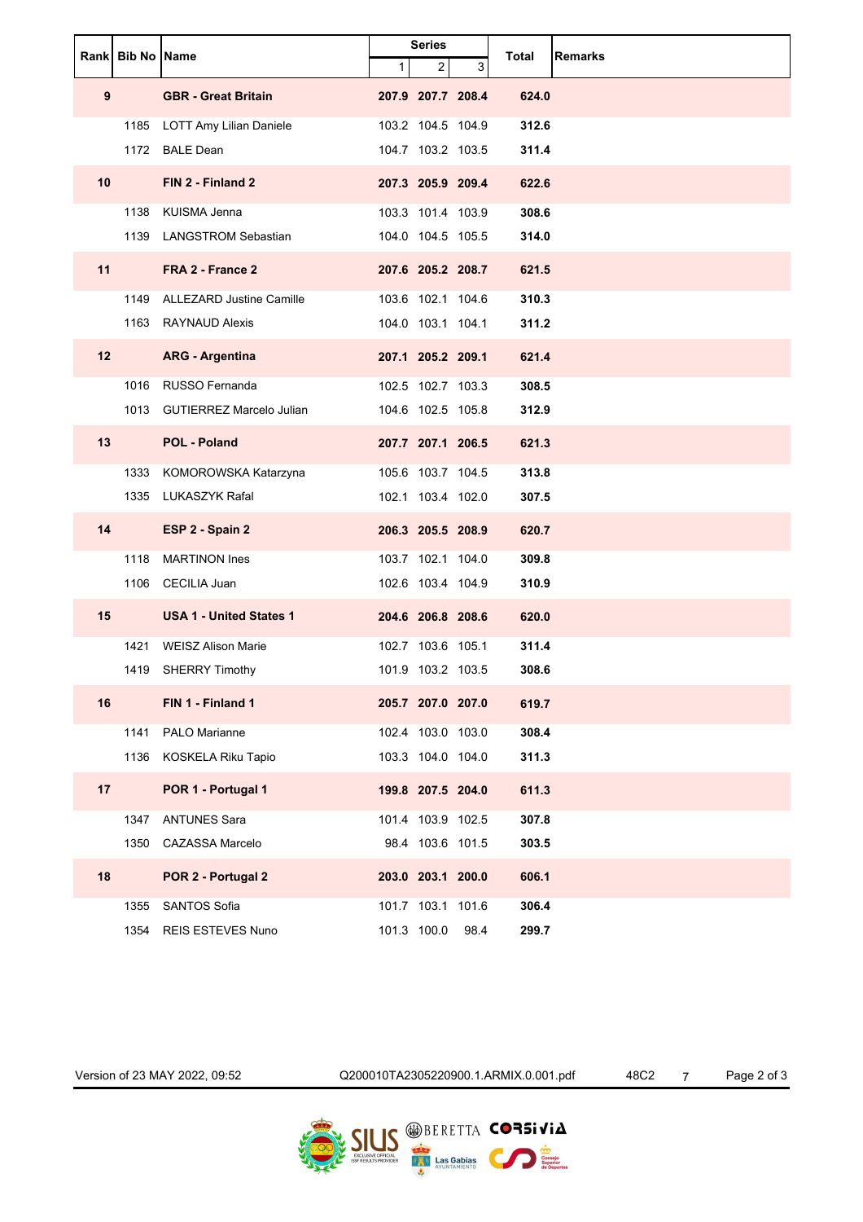| Rank | Bib No | Name | Series | | | Total | Remarks |
|---|---|---|---|---|---|---|---|
| | | | 1 | 2 | 3 | | |
| **9** | | **GBR - Great Britain** | **207.9** | **207.7** | **208.4** | **624.0** | |
| | 1185 | LOTT Amy Lilian Daniele | 103.2 | 104.5 | 104.9 | **312.6** | |
| | 1172 | BALE Dean | 104.7 | 103.2 | 103.5 | **311.4** | |
| **10** | | **FIN 2 - Finland 2** | **207.3** | **205.9** | **209.4** | **622.6** | |
| | 1138 | KUISMA Jenna | 103.3 | 101.4 | 103.9 | **308.6** | |
| | 1139 | LANGSTROM Sebastian | 104.0 | 104.5 | 105.5 | **314.0** | |
| **11** | | **FRA 2 - France 2** | **207.6** | **205.2** | **208.7** | **621.5** | |
| | 1149 | ALLEZARD Justine Camille | 103.6 | 102.1 | 104.6 | **310.3** | |
| | 1163 | RAYNAUD Alexis | 104.0 | 103.1 | 104.1 | **311.2** | |
| **12** | | **ARG - Argentina** | **207.1** | **205.2** | **209.1** | **621.4** | |
| | 1016 | RUSSO Fernanda | 102.5 | 102.7 | 103.3 | **308.5** | |
| | 1013 | GUTIERREZ Marcelo Julian | 104.6 | 102.5 | 105.8 | **312.9** | |
| **13** | | **POL - Poland** | **207.7** | **207.1** | **206.5** | **621.3** | |
| | 1333 | KOMOROWSKA Katarzyna | 105.6 | 103.7 | 104.5 | **313.8** | |
| | 1335 | LUKASZYK Rafal | 102.1 | 103.4 | 102.0 | **307.5** | |
| **14** | | **ESP 2 - Spain 2** | **206.3** | **205.5** | **208.9** | **620.7** | |
| | 1118 | MARTINON Ines | 103.7 | 102.1 | 104.0 | **309.8** | |
| | 1106 | CECILIA Juan | 102.6 | 103.4 | 104.9 | **310.9** | |
| **15** | | **USA 1 - United States 1** | **204.6** | **206.8** | **208.6** | **620.0** | |
| | 1421 | WEISZ Alison Marie | 102.7 | 103.6 | 105.1 | **311.4** | |
| | 1419 | SHERRY Timothy | 101.9 | 103.2 | 103.5 | **308.6** | |
| **16** | | **FIN 1 - Finland 1** | **205.7** | **207.0** | **207.0** | **619.7** | |
| | 1141 | PALO Marianne | 102.4 | 103.0 | 103.0 | **308.4** | |
| | 1136 | KOSKELA Riku Tapio | 103.3 | 104.0 | 104.0 | **311.3** | |
| **17** | | **POR 1 - Portugal 1** | **199.8** | **207.5** | **204.0** | **611.3** | |
| | 1347 | ANTUNES Sara | 101.4 | 103.9 | 102.5 | **307.8** | |
| | 1350 | CAZASSA Marcelo | 98.4 | 103.6 | 101.5 | **303.5** | |
| **18** | | **POR 2 - Portugal 2** | **203.0** | **203.1** | **200.0** | **606.1** | |
| | 1355 | SANTOS Sofia | 101.7 | 103.1 | 101.6 | **306.4** | |
| | 1354 | REIS ESTEVES Nuno | 101.3 | 100.0 | 98.4 | **299.7** | |

Version of 23 MAY 2022, 09:52 Q200010TA2305220900.1.ARMIX.0.001.pdf 48C2 7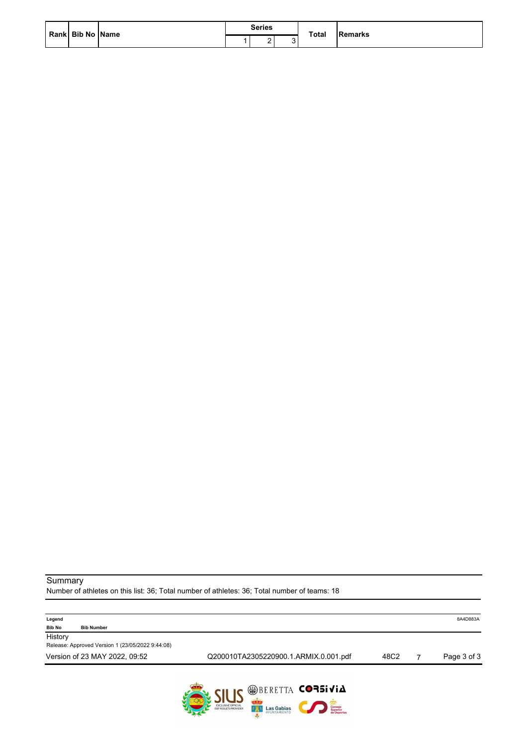| Rank | Bib No | Name | Series | | | Total | Remarks |
|---|---|---|---|---|---|---|---|
| | | | 1 | 2 | 3 | | |

Summary

Number of athletes on this list: 36; Total number of athletes: 36; Total number of teams: 18

**Legend**

**Bib No** **Bib Number**

8A4D883A

History

Release: Approved Version 1 (23/05/2022 9:44:08)

Version of 23 MAY 2022, 09:52 Q200010TA2305220900.1.ARMIX.0.001.pdf 48C2 7